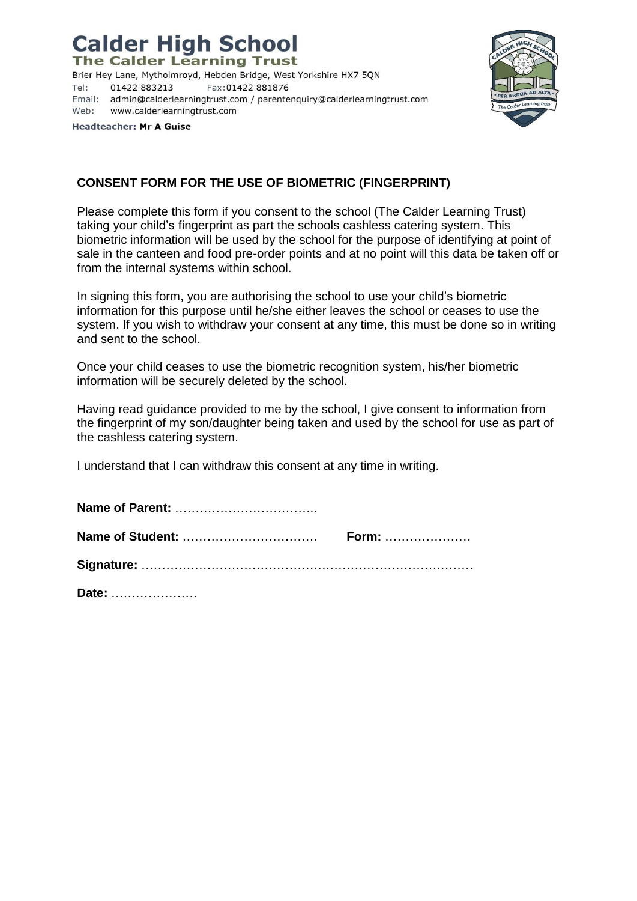# Calder High School
## The Calder Learning Trust

Brier Hey Lane, Mytholmroyd, Hebden Bridge, West Yorkshire HX7 5QN
Tel: 01422 883213 Fax:01422 881876
Email: admin@calderlearningtrust.com / parentenquiry@calderlearningtrust.com
Web: www.calderlearningtrust.com

**Headteacher: Mr A Guise**

**CONSENT FORM FOR THE USE OF BIOMETRIC (FINGERPRINT)**

Please complete this form if you consent to the school (The Calder Learning Trust) taking your child's fingerprint as part the schools cashless catering system. This biometric information will be used by the school for the purpose of identifying at point of sale in the canteen and food pre-order points and at no point will this data be taken off or from the internal systems within school.

In signing this form, you are authorising the school to use your child's biometric information for this purpose until he/she either leaves the school or ceases to use the system. If you wish to withdraw your consent at any time, this must be done so in writing and sent to the school.

Once your child ceases to use the biometric recognition system, his/her biometric information will be securely deleted by the school.

Having read guidance provided to me by the school, I give consent to information from the fingerprint of my son/daughter being taken and used by the school for use as part of the cashless catering system.

I understand that I can withdraw this consent at any time in writing.

**Name of Parent:** ……………………………..

**Name of Student:** …………………………… **Form:** …………………

**Signature:** ………………………………………………………………………

**Date:** …………………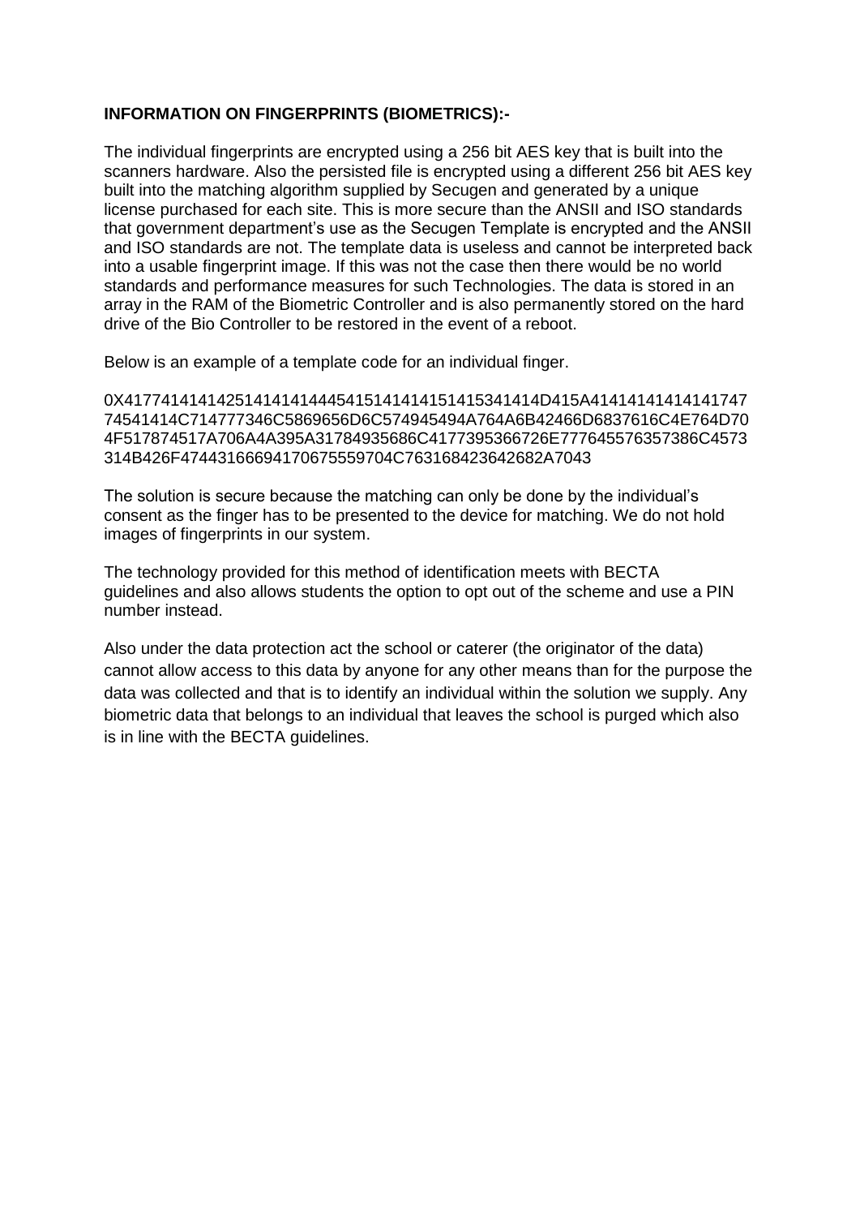**INFORMATION ON FINGERPRINTS (BIOMETRICS):-**

The individual fingerprints are encrypted using a 256 bit AES key that is built into the scanners hardware. Also the persisted file is encrypted using a different 256 bit AES key built into the matching algorithm supplied by Secugen and generated by a unique license purchased for each site. This is more secure than the ANSII and ISO standards that government department's use as the Secugen Template is encrypted and the ANSII and ISO standards are not. The template data is useless and cannot be interpreted back into a usable fingerprint image. If this was not the case then there would be no world standards and performance measures for such Technologies. The data is stored in an array in the RAM of the Biometric Controller and is also permanently stored on the hard drive of the Bio Controller to be restored in the event of a reboot.

Below is an example of a template code for an individual finger.

0X417741414142514141414445415141414151415341414D415A41414141414141747 74541414C714777346C5869656D6C574945494A764A6B42466D6837616C4E764D70 4F517874517A706A4A395A31784935686C4177395366726E777645576357386C4573 314B426F47443166694170675559704C763168423642682A7043

The solution is secure because the matching can only be done by the individual's consent as the finger has to be presented to the device for matching. We do not hold images of fingerprints in our system.

The technology provided for this method of identification meets with BECTA guidelines and also allows students the option to opt out of the scheme and use a PIN number instead.

Also under the data protection act the school or caterer (the originator of the data) cannot allow access to this data by anyone for any other means than for the purpose the data was collected and that is to identify an individual within the solution we supply. Any biometric data that belongs to an individual that leaves the school is purged which also is in line with the BECTA guidelines.